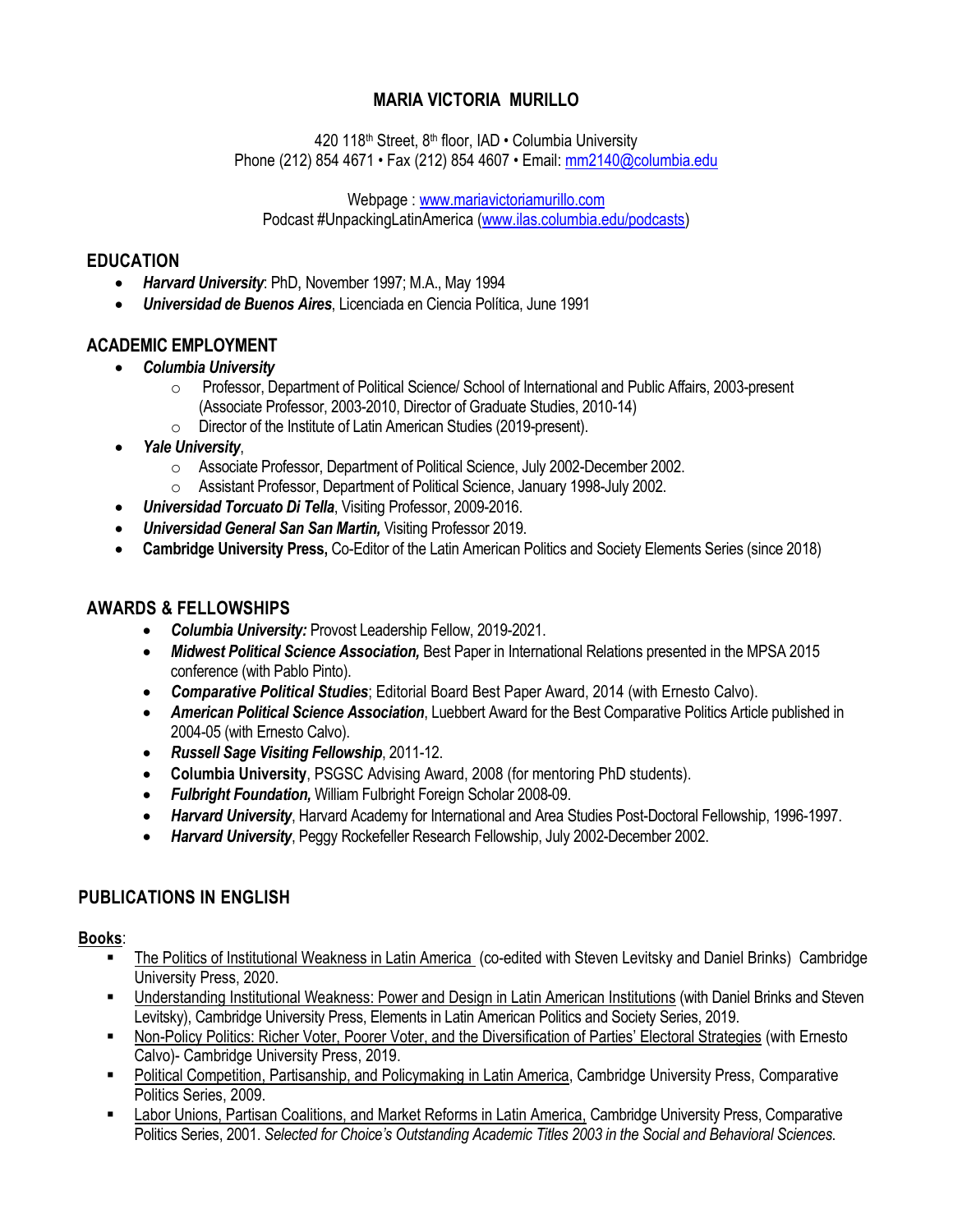# MARIA VICTORIA MURILLO

420 118th Street, 8th floor, IAD • Columbia University
Phone (212) 854 4671 • Fax (212) 854 4607 • Email: mm2140@columbia.edu

Webpage : www.mariavictoriamurillo.com
Podcast #UnpackingLatinAmerica (www.ilas.columbia.edu/podcasts)

## EDUCATION

- ***Harvard University***: PhD, November 1997; M.A., May 1994
- ***Universidad de Buenos Aires***, Licenciada en Ciencia Política, June 1991

## ACADEMIC EMPLOYMENT

- ***Columbia University***
  - Professor, Department of Political Science/ School of International and Public Affairs, 2003-present (Associate Professor, 2003-2010, Director of Graduate Studies, 2010-14)
  - Director of the Institute of Latin American Studies (2019-present).
- ***Yale University***,
  - Associate Professor, Department of Political Science, July 2002-December 2002.
  - Assistant Professor, Department of Political Science, January 1998-July 2002.
- ***Universidad Torcuato Di Tella***, Visiting Professor, 2009-2016.
- ***Universidad General San San Martin,*** Visiting Professor 2019.
- **Cambridge University Press,** Co-Editor of the Latin American Politics and Society Elements Series (since 2018)

## AWARDS & FELLOWSHIPS

- ***Columbia University:*** Provost Leadership Fellow, 2019-2021.
- ***Midwest Political Science Association,*** Best Paper in International Relations presented in the MPSA 2015 conference (with Pablo Pinto).
- ***Comparative Political Studies***; Editorial Board Best Paper Award, 2014 (with Ernesto Calvo).
- ***American Political Science Association***, Luebbert Award for the Best Comparative Politics Article published in 2004-05 (with Ernesto Calvo).
- ***Russell Sage Visiting Fellowship***, 2011-12.
- **Columbia University**, PSGSC Advising Award, 2008 (for mentoring PhD students).
- ***Fulbright Foundation,*** William Fulbright Foreign Scholar 2008-09.
- ***Harvard University***, Harvard Academy for International and Area Studies Post-Doctoral Fellowship, 1996-1997.
- ***Harvard University***, Peggy Rockefeller Research Fellowship, July 2002-December 2002.

## PUBLICATIONS IN ENGLISH

### Books:

- The Politics of Institutional Weakness in Latin America (co-edited with Steven Levitsky and Daniel Brinks) Cambridge University Press, 2020.
- Understanding Institutional Weakness: Power and Design in Latin American Institutions (with Daniel Brinks and Steven Levitsky), Cambridge University Press, Elements in Latin American Politics and Society Series, 2019.
- Non-Policy Politics: Richer Voter, Poorer Voter, and the Diversification of Parties' Electoral Strategies (with Ernesto Calvo)- Cambridge University Press, 2019.
- Political Competition, Partisanship, and Policymaking in Latin America, Cambridge University Press, Comparative Politics Series, 2009.
- Labor Unions, Partisan Coalitions, and Market Reforms in Latin America, Cambridge University Press, Comparative Politics Series, 2001. *Selected for Choice's Outstanding Academic Titles 2003 in the Social and Behavioral Sciences.*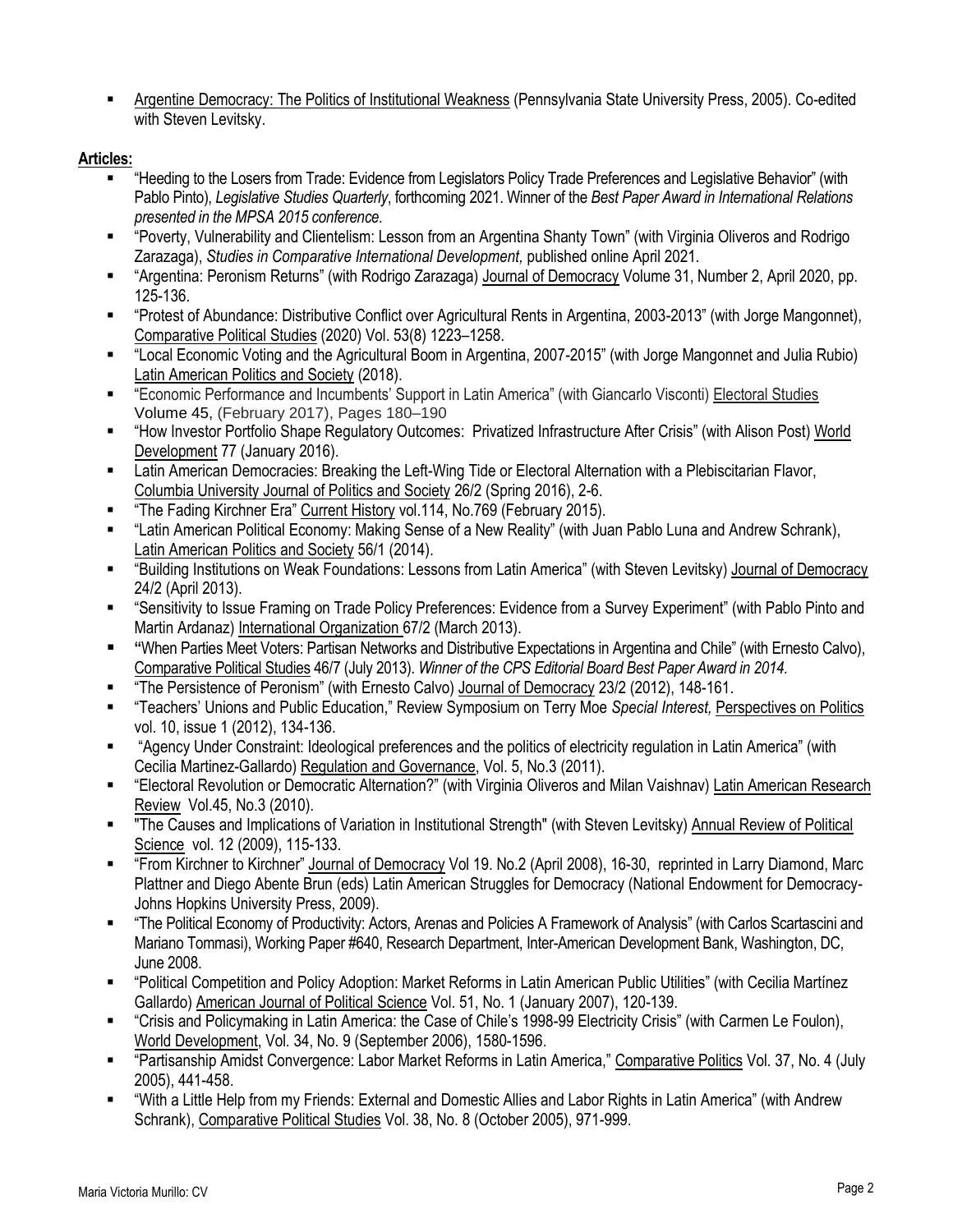- Argentine Democracy: The Politics of Institutional Weakness (Pennsylvania State University Press, 2005). Co-edited with Steven Levitsky.

**Articles:**

- "Heeding to the Losers from Trade: Evidence from Legislators Policy Trade Preferences and Legislative Behavior" (with Pablo Pinto), *Legislative Studies Quarterly*, forthcoming 2021. Winner of the *Best Paper Award in International Relations presented in the MPSA 2015 conference.*
- "Poverty, Vulnerability and Clientelism: Lesson from an Argentina Shanty Town" (with Virginia Oliveros and Rodrigo Zarazaga), *Studies in Comparative International Development,* published online April 2021.
- "Argentina: Peronism Returns" (with Rodrigo Zarazaga) Journal of Democracy Volume 31, Number 2, April 2020, pp. 125-136.
- "Protest of Abundance: Distributive Conflict over Agricultural Rents in Argentina, 2003-2013" (with Jorge Mangonnet), Comparative Political Studies (2020) Vol. 53(8) 1223–1258.
- "Local Economic Voting and the Agricultural Boom in Argentina, 2007-2015" (with Jorge Mangonnet and Julia Rubio) Latin American Politics and Society (2018).
- "Economic Performance and Incumbents' Support in Latin America" (with Giancarlo Visconti) Electoral Studies Volume 45, (February 2017), Pages 180–190
- "How Investor Portfolio Shape Regulatory Outcomes: Privatized Infrastructure After Crisis" (with Alison Post) World Development 77 (January 2016).
- Latin American Democracies: Breaking the Left-Wing Tide or Electoral Alternation with a Plebiscitarian Flavor, Columbia University Journal of Politics and Society 26/2 (Spring 2016), 2-6.
- "The Fading Kirchner Era" Current History vol.114, No.769 (February 2015).
- "Latin American Political Economy: Making Sense of a New Reality" (with Juan Pablo Luna and Andrew Schrank), Latin American Politics and Society 56/1 (2014).
- "Building Institutions on Weak Foundations: Lessons from Latin America" (with Steven Levitsky) Journal of Democracy 24/2 (April 2013).
- "Sensitivity to Issue Framing on Trade Policy Preferences: Evidence from a Survey Experiment" (with Pablo Pinto and Martin Ardanaz) International Organization 67/2 (March 2013).
- "When Parties Meet Voters: Partisan Networks and Distributive Expectations in Argentina and Chile" (with Ernesto Calvo), Comparative Political Studies 46/7 (July 2013). *Winner of the CPS Editorial Board Best Paper Award in 2014.*
- "The Persistence of Peronism" (with Ernesto Calvo) Journal of Democracy 23/2 (2012), 148-161.
- "Teachers' Unions and Public Education," Review Symposium on Terry Moe *Special Interest,* Perspectives on Politics vol. 10, issue 1 (2012), 134-136.
- "Agency Under Constraint: Ideological preferences and the politics of electricity regulation in Latin America" (with Cecilia Martinez-Gallardo) Regulation and Governance, Vol. 5, No.3 (2011).
- "Electoral Revolution or Democratic Alternation?" (with Virginia Oliveros and Milan Vaishnav) Latin American Research Review Vol.45, No.3 (2010).
- "The Causes and Implications of Variation in Institutional Strength" (with Steven Levitsky) Annual Review of Political Science vol. 12 (2009), 115-133.
- "From Kirchner to Kirchner" Journal of Democracy Vol 19. No.2 (April 2008), 16-30, reprinted in Larry Diamond, Marc Plattner and Diego Abente Brun (eds) Latin American Struggles for Democracy (National Endowment for Democracy-Johns Hopkins University Press, 2009).
- "The Political Economy of Productivity: Actors, Arenas and Policies A Framework of Analysis" (with Carlos Scartascini and Mariano Tommasi), Working Paper #640, Research Department, Inter-American Development Bank, Washington, DC, June 2008.
- "Political Competition and Policy Adoption: Market Reforms in Latin American Public Utilities" (with Cecilia Martínez Gallardo) American Journal of Political Science Vol. 51, No. 1 (January 2007), 120-139.
- "Crisis and Policymaking in Latin America: the Case of Chile's 1998-99 Electricity Crisis" (with Carmen Le Foulon), World Development, Vol. 34, No. 9 (September 2006), 1580-1596.
- "Partisanship Amidst Convergence: Labor Market Reforms in Latin America," Comparative Politics Vol. 37, No. 4 (July 2005), 441-458.
- "With a Little Help from my Friends: External and Domestic Allies and Labor Rights in Latin America" (with Andrew Schrank), Comparative Political Studies Vol. 38, No. 8 (October 2005), 971-999.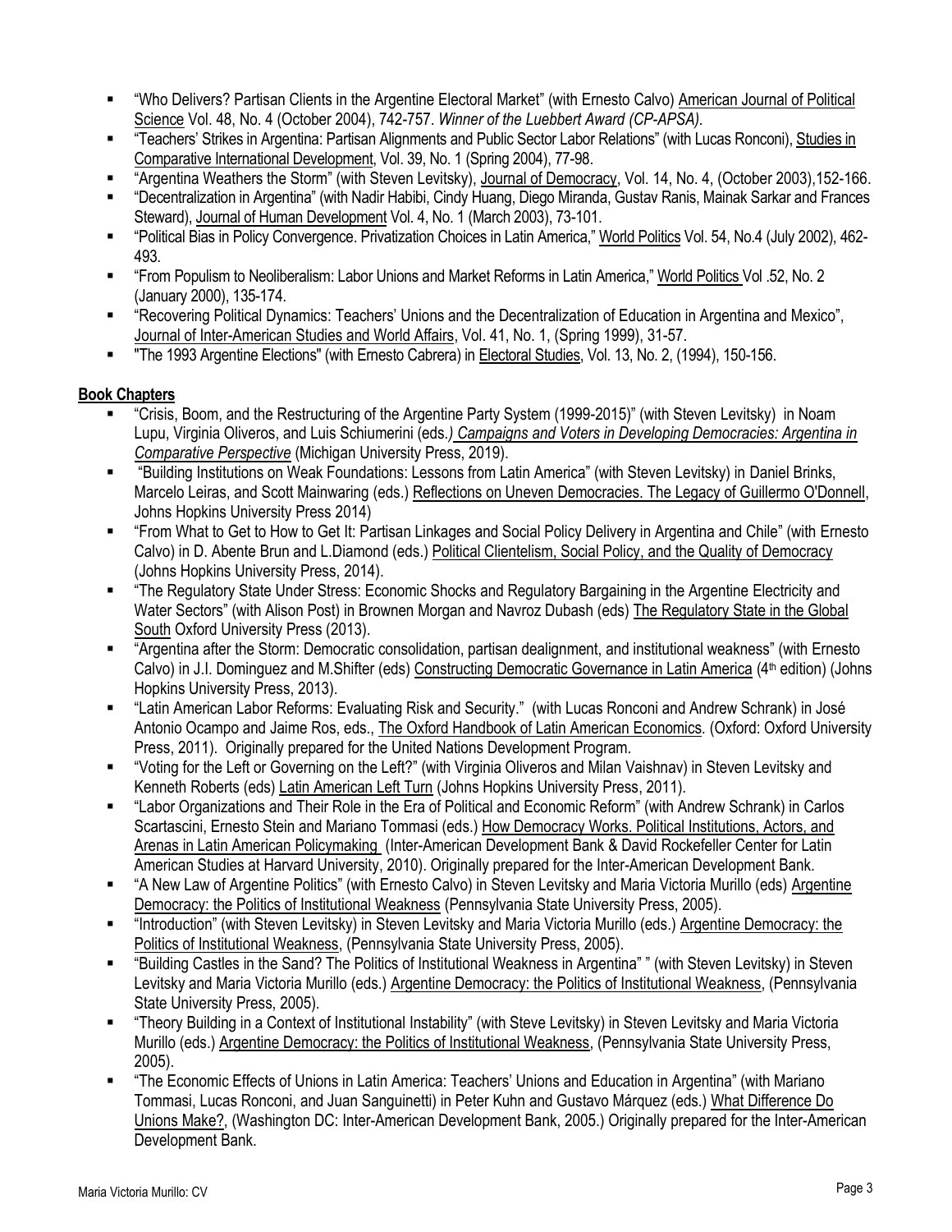- "Who Delivers? Partisan Clients in the Argentine Electoral Market" (with Ernesto Calvo) American Journal of Political Science Vol. 48, No. 4 (October 2004), 742-757. *Winner of the Luebbert Award (CP-APSA).*
- "Teachers' Strikes in Argentina: Partisan Alignments and Public Sector Labor Relations" (with Lucas Ronconi), Studies in Comparative International Development, Vol. 39, No. 1 (Spring 2004), 77-98.
- "Argentina Weathers the Storm" (with Steven Levitsky), Journal of Democracy, Vol. 14, No. 4, (October 2003),152-166.
- "Decentralization in Argentina" (with Nadir Habibi, Cindy Huang, Diego Miranda, Gustav Ranis, Mainak Sarkar and Frances Steward), Journal of Human Development Vol. 4, No. 1 (March 2003), 73-101.
- "Political Bias in Policy Convergence. Privatization Choices in Latin America," World Politics Vol. 54, No.4 (July 2002), 462-493.
- "From Populism to Neoliberalism: Labor Unions and Market Reforms in Latin America," World Politics Vol .52, No. 2 (January 2000), 135-174.
- "Recovering Political Dynamics: Teachers' Unions and the Decentralization of Education in Argentina and Mexico", Journal of Inter-American Studies and World Affairs, Vol. 41, No. 1, (Spring 1999), 31-57.
- "The 1993 Argentine Elections" (with Ernesto Cabrera) in Electoral Studies, Vol. 13, No. 2, (1994), 150-156.

**Book Chapters**

- "Crisis, Boom, and the Restructuring of the Argentine Party System (1999-2015)" (with Steven Levitsky) in Noam Lupu, Virginia Oliveros, and Luis Schiumerini (eds*.) Campaigns and Voters in Developing Democracies: Argentina in Comparative Perspective* (Michigan University Press, 2019).
- "Building Institutions on Weak Foundations: Lessons from Latin America" (with Steven Levitsky) in Daniel Brinks, Marcelo Leiras, and Scott Mainwaring (eds.) Reflections on Uneven Democracies. The Legacy of Guillermo O'Donnell, Johns Hopkins University Press 2014)
- "From What to Get to How to Get It: Partisan Linkages and Social Policy Delivery in Argentina and Chile" (with Ernesto Calvo) in D. Abente Brun and L.Diamond (eds.) Political Clientelism, Social Policy, and the Quality of Democracy (Johns Hopkins University Press, 2014).
- "The Regulatory State Under Stress: Economic Shocks and Regulatory Bargaining in the Argentine Electricity and Water Sectors" (with Alison Post) in Brownen Morgan and Navroz Dubash (eds) The Regulatory State in the Global South Oxford University Press (2013).
- "Argentina after the Storm: Democratic consolidation, partisan dealignment, and institutional weakness" (with Ernesto Calvo) in J.I. Dominguez and M.Shifter (eds) Constructing Democratic Governance in Latin America (4th edition) (Johns Hopkins University Press, 2013).
- "Latin American Labor Reforms: Evaluating Risk and Security." (with Lucas Ronconi and Andrew Schrank) in José Antonio Ocampo and Jaime Ros, eds., The Oxford Handbook of Latin American Economics. (Oxford: Oxford University Press, 2011). Originally prepared for the United Nations Development Program.
- "Voting for the Left or Governing on the Left?" (with Virginia Oliveros and Milan Vaishnav) in Steven Levitsky and Kenneth Roberts (eds) Latin American Left Turn (Johns Hopkins University Press, 2011).
- "Labor Organizations and Their Role in the Era of Political and Economic Reform" (with Andrew Schrank) in Carlos Scartascini, Ernesto Stein and Mariano Tommasi (eds.) How Democracy Works. Political Institutions, Actors, and Arenas in Latin American Policymaking (Inter-American Development Bank & David Rockefeller Center for Latin American Studies at Harvard University, 2010). Originally prepared for the Inter-American Development Bank.
- "A New Law of Argentine Politics" (with Ernesto Calvo) in Steven Levitsky and Maria Victoria Murillo (eds) Argentine Democracy: the Politics of Institutional Weakness (Pennsylvania State University Press, 2005).
- "Introduction" (with Steven Levitsky) in Steven Levitsky and Maria Victoria Murillo (eds.) Argentine Democracy: the Politics of Institutional Weakness, (Pennsylvania State University Press, 2005).
- "Building Castles in the Sand? The Politics of Institutional Weakness in Argentina" " (with Steven Levitsky) in Steven Levitsky and Maria Victoria Murillo (eds.) Argentine Democracy: the Politics of Institutional Weakness, (Pennsylvania State University Press, 2005).
- "Theory Building in a Context of Institutional Instability" (with Steve Levitsky) in Steven Levitsky and Maria Victoria Murillo (eds.) Argentine Democracy: the Politics of Institutional Weakness, (Pennsylvania State University Press, 2005).
- "The Economic Effects of Unions in Latin America: Teachers' Unions and Education in Argentina" (with Mariano Tommasi, Lucas Ronconi, and Juan Sanguinetti) in Peter Kuhn and Gustavo Márquez (eds.) What Difference Do Unions Make?, (Washington DC: Inter-American Development Bank, 2005.) Originally prepared for the Inter-American Development Bank.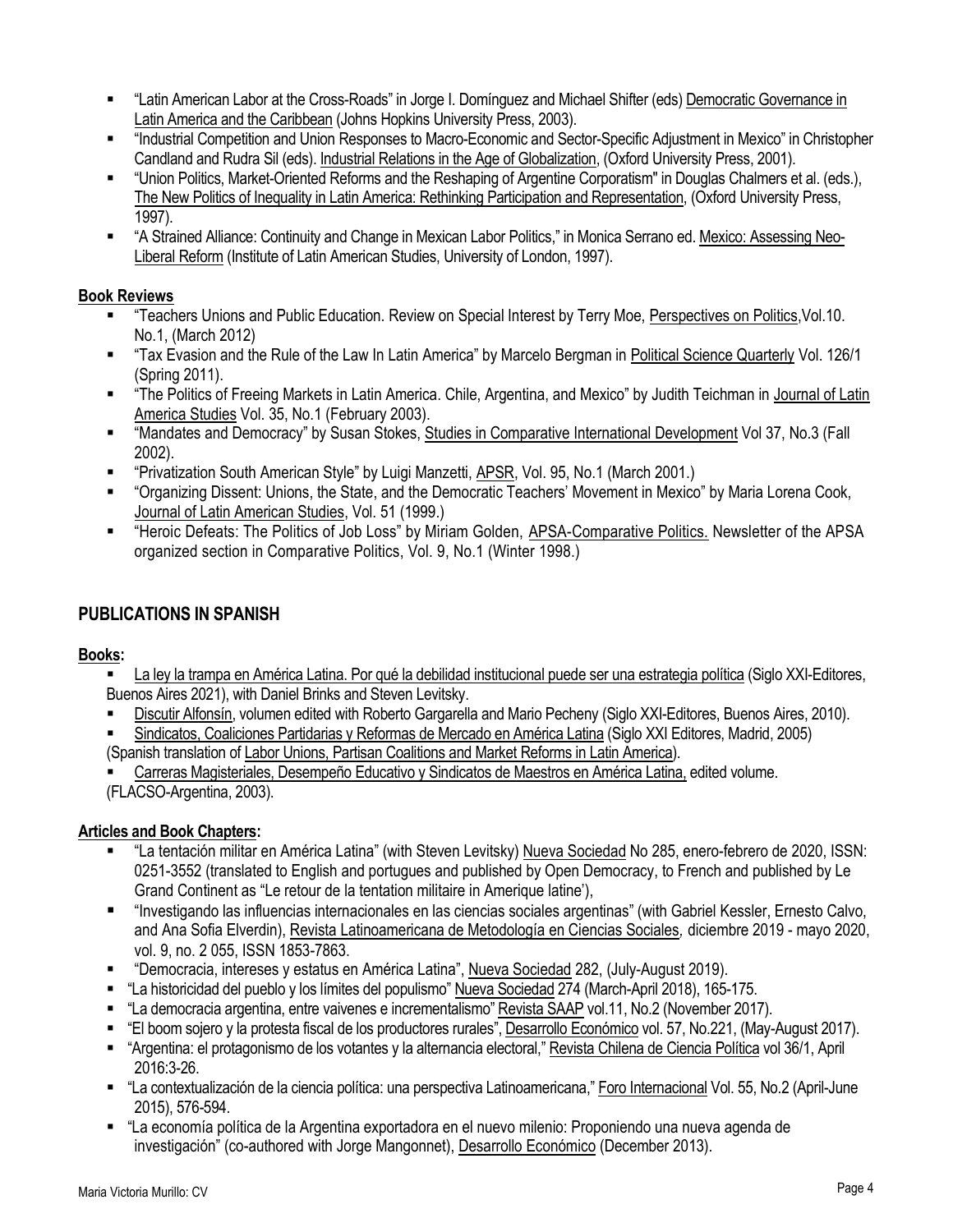- "Latin American Labor at the Cross-Roads" in Jorge I. Domínguez and Michael Shifter (eds) Democratic Governance in Latin America and the Caribbean (Johns Hopkins University Press, 2003).
- "Industrial Competition and Union Responses to Macro-Economic and Sector-Specific Adjustment in Mexico" in Christopher Candland and Rudra Sil (eds). Industrial Relations in the Age of Globalization, (Oxford University Press, 2001).
- "Union Politics, Market-Oriented Reforms and the Reshaping of Argentine Corporatism" in Douglas Chalmers et al. (eds.), The New Politics of Inequality in Latin America: Rethinking Participation and Representation, (Oxford University Press, 1997).
- "A Strained Alliance: Continuity and Change in Mexican Labor Politics," in Monica Serrano ed. Mexico: Assessing Neo-Liberal Reform (Institute of Latin American Studies, University of London, 1997).

**Book Reviews**

- "Teachers Unions and Public Education. Review on Special Interest by Terry Moe, Perspectives on Politics,Vol.10. No.1, (March 2012)
- "Tax Evasion and the Rule of the Law In Latin America" by Marcelo Bergman in Political Science Quarterly Vol. 126/1 (Spring 2011).
- "The Politics of Freeing Markets in Latin America. Chile, Argentina, and Mexico" by Judith Teichman in Journal of Latin America Studies Vol. 35, No.1 (February 2003).
- "Mandates and Democracy" by Susan Stokes, Studies in Comparative International Development Vol 37, No.3 (Fall 2002).
- "Privatization South American Style" by Luigi Manzetti, APSR, Vol. 95, No.1 (March 2001.)
- "Organizing Dissent: Unions, the State, and the Democratic Teachers' Movement in Mexico" by Maria Lorena Cook, Journal of Latin American Studies, Vol. 51 (1999.)
- "Heroic Defeats: The Politics of Job Loss" by Miriam Golden, APSA-Comparative Politics. Newsletter of the APSA organized section in Comparative Politics, Vol. 9, No.1 (Winter 1998.)

## PUBLICATIONS IN SPANISH

**Books:**

- La ley la trampa en América Latina. Por qué la debilidad institucional puede ser una estrategia política (Siglo XXI-Editores, Buenos Aires 2021), with Daniel Brinks and Steven Levitsky.
- Discutir Alfonsín, volumen edited with Roberto Gargarella and Mario Pecheny (Siglo XXI-Editores, Buenos Aires, 2010).
- Sindicatos, Coaliciones Partidarias y Reformas de Mercado en América Latina (Siglo XXI Editores, Madrid, 2005) (Spanish translation of Labor Unions, Partisan Coalitions and Market Reforms in Latin America).
- Carreras Magisteriales, Desempeño Educativo y Sindicatos de Maestros en América Latina, edited volume. (FLACSO-Argentina, 2003).

**Articles and Book Chapters:**

- "La tentación militar en América Latina" (with Steven Levitsky) Nueva Sociedad No 285, enero-febrero de 2020, ISSN: 0251-3552 (translated to English and portugues and published by Open Democracy, to French and published by Le Grand Continent as "Le retour de la tentation militaire in Amerique latine'),
- "Investigando las influencias internacionales en las ciencias sociales argentinas" (with Gabriel Kessler, Ernesto Calvo, and Ana Sofia Elverdin), Revista Latinoamericana de Metodología en Ciencias Sociales, diciembre 2019 - mayo 2020, vol. 9, no. 2 055, ISSN 1853-7863.
- "Democracia, intereses y estatus en América Latina", Nueva Sociedad 282, (July-August 2019).
- "La historicidad del pueblo y los límites del populismo" Nueva Sociedad 274 (March-April 2018), 165-175.
- "La democracia argentina, entre vaivenes e incrementalismo" Revista SAAP vol.11, No.2 (November 2017).
- "El boom sojero y la protesta fiscal de los productores rurales", Desarrollo Económico vol. 57, No.221, (May-August 2017).
- "Argentina: el protagonismo de los votantes y la alternancia electoral," Revista Chilena de Ciencia Política vol 36/1, April 2016:3-26.
- "La contextualización de la ciencia política: una perspectiva Latinoamericana," Foro Internacional Vol. 55, No.2 (April-June 2015), 576-594.
- "La economía política de la Argentina exportadora en el nuevo milenio: Proponiendo una nueva agenda de investigación" (co-authored with Jorge Mangonnet), Desarrollo Económico (December 2013).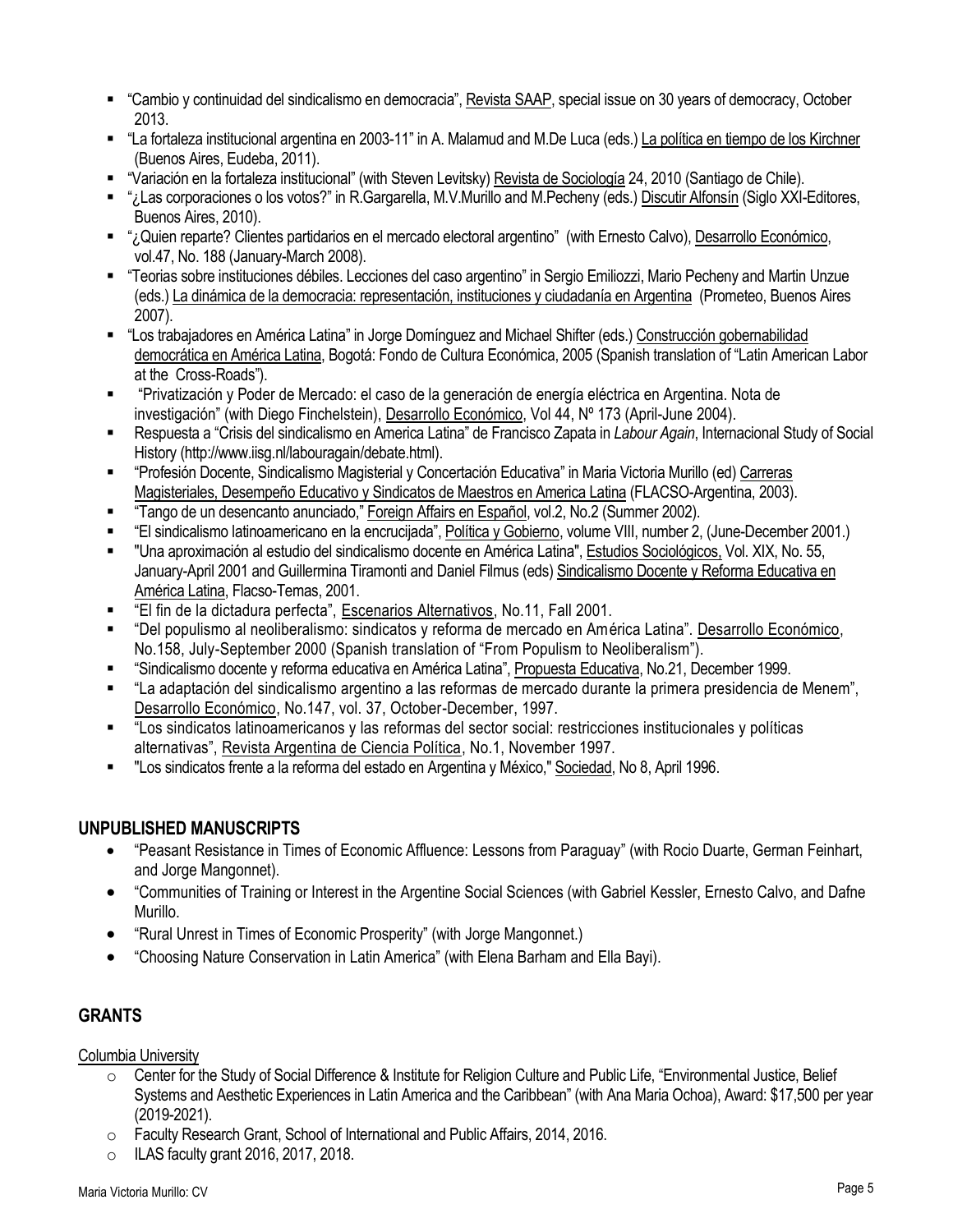- "Cambio y continuidad del sindicalismo en democracia", Revista SAAP, special issue on 30 years of democracy, October 2013.
- "La fortaleza institucional argentina en 2003-11" in A. Malamud and M.De Luca (eds.) La política en tiempo de los Kirchner (Buenos Aires, Eudeba, 2011).
- "Variación en la fortaleza institucional" (with Steven Levitsky) Revista de Sociología 24, 2010 (Santiago de Chile).
- "¿Las corporaciones o los votos?" in R.Gargarella, M.V.Murillo and M.Pecheny (eds.) Discutir Alfonsín (Siglo XXI-Editores, Buenos Aires, 2010).
- "¿Quien reparte? Clientes partidarios en el mercado electoral argentino" (with Ernesto Calvo), Desarrollo Económico, vol.47, No. 188 (January-March 2008).
- "Teorias sobre instituciones débiles. Lecciones del caso argentino" in Sergio Emiliozzi, Mario Pecheny and Martin Unzue (eds.) La dinámica de la democracia: representación, instituciones y ciudadanía en Argentina (Prometeo, Buenos Aires 2007).
- "Los trabajadores en América Latina" in Jorge Domínguez and Michael Shifter (eds.) Construcción gobernabilidad democrática en América Latina, Bogotá: Fondo de Cultura Económica, 2005 (Spanish translation of "Latin American Labor at the Cross-Roads").
- "Privatización y Poder de Mercado: el caso de la generación de energía eléctrica en Argentina. Nota de investigación" (with Diego Finchelstein), Desarrollo Económico, Vol 44, Nº 173 (April-June 2004).
- Respuesta a "Crisis del sindicalismo en America Latina" de Francisco Zapata in *Labour Again*, Internacional Study of Social History (http://www.iisg.nl/labouragain/debate.html).
- "Profesión Docente, Sindicalismo Magisterial y Concertación Educativa" in Maria Victoria Murillo (ed) Carreras Magisteriales, Desempeño Educativo y Sindicatos de Maestros en America Latina (FLACSO-Argentina, 2003).
- "Tango de un desencanto anunciado," Foreign Affairs en Español, vol.2, No.2 (Summer 2002).
- "El sindicalismo latinoamericano en la encrucijada", Política y Gobierno, volume VIII, number 2, (June-December 2001.)
- "Una aproximación al estudio del sindicalismo docente en América Latina", Estudios Sociológicos, Vol. XIX, No. 55, January-April 2001 and Guillermina Tiramonti and Daniel Filmus (eds) Sindicalismo Docente y Reforma Educativa en América Latina, Flacso-Temas, 2001.
- "El fin de la dictadura perfecta", Escenarios Alternativos, No.11, Fall 2001.
- "Del populismo al neoliberalismo: sindicatos y reforma de mercado en América Latina". Desarrollo Económico, No.158, July-September 2000 (Spanish translation of "From Populism to Neoliberalism").
- "Sindicalismo docente y reforma educativa en América Latina", Propuesta Educativa, No.21, December 1999.
- "La adaptación del sindicalismo argentino a las reformas de mercado durante la primera presidencia de Menem", Desarrollo Económico, No.147, vol. 37, October-December, 1997.
- "Los sindicatos latinoamericanos y las reformas del sector social: restricciones institucionales y políticas alternativas", Revista Argentina de Ciencia Política, No.1, November 1997.
- "Los sindicatos frente a la reforma del estado en Argentina y México," Sociedad, No 8, April 1996.

## UNPUBLISHED MANUSCRIPTS

- "Peasant Resistance in Times of Economic Affluence: Lessons from Paraguay" (with Rocio Duarte, German Feinhart, and Jorge Mangonnet).
- "Communities of Training or Interest in the Argentine Social Sciences (with Gabriel Kessler, Ernesto Calvo, and Dafne Murillo.
- "Rural Unrest in Times of Economic Prosperity" (with Jorge Mangonnet.)
- "Choosing Nature Conservation in Latin America" (with Elena Barham and Ella Bayi).

## GRANTS

Columbia University

- Center for the Study of Social Difference & Institute for Religion Culture and Public Life, "Environmental Justice, Belief Systems and Aesthetic Experiences in Latin America and the Caribbean" (with Ana Maria Ochoa), Award: $17,500 per year (2019-2021).
- Faculty Research Grant, School of International and Public Affairs, 2014, 2016.
- ILAS faculty grant 2016, 2017, 2018.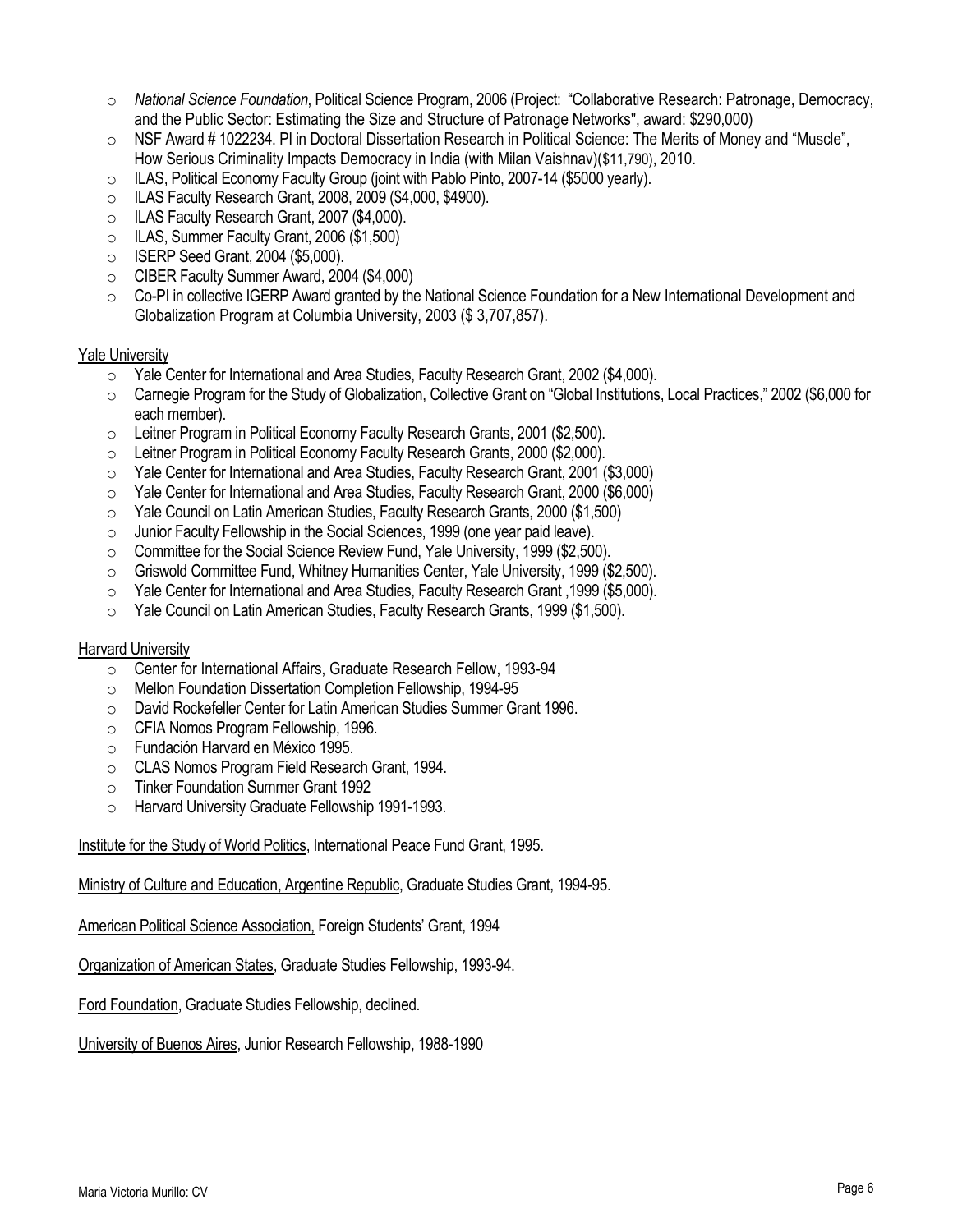- *National Science Foundation*, Political Science Program, 2006 (Project: "Collaborative Research: Patronage, Democracy, and the Public Sector: Estimating the Size and Structure of Patronage Networks", award: $290,000)
- NSF Award # 1022234. PI in Doctoral Dissertation Research in Political Science: The Merits of Money and "Muscle", How Serious Criminality Impacts Democracy in India (with Milan Vaishnav)($11,790), 2010.
- ILAS, Political Economy Faculty Group (joint with Pablo Pinto, 2007-14 ($5000 yearly).
- ILAS Faculty Research Grant, 2008, 2009 ($4,000, $4900).
- ILAS Faculty Research Grant, 2007 ($4,000).
- ILAS, Summer Faculty Grant, 2006 ($1,500)
- ISERP Seed Grant, 2004 ($5,000).
- CIBER Faculty Summer Award, 2004 ($4,000)
- Co-PI in collective IGERP Award granted by the National Science Foundation for a New International Development and Globalization Program at Columbia University, 2003 ($ 3,707,857).

Yale University

- Yale Center for International and Area Studies, Faculty Research Grant, 2002 ($4,000).
- Carnegie Program for the Study of Globalization, Collective Grant on "Global Institutions, Local Practices," 2002 ($6,000 for each member).
- Leitner Program in Political Economy Faculty Research Grants, 2001 ($2,500).
- Leitner Program in Political Economy Faculty Research Grants, 2000 ($2,000).
- Yale Center for International and Area Studies, Faculty Research Grant, 2001 ($3,000)
- Yale Center for International and Area Studies, Faculty Research Grant, 2000 ($6,000)
- Yale Council on Latin American Studies, Faculty Research Grants, 2000 ($1,500)
- Junior Faculty Fellowship in the Social Sciences, 1999 (one year paid leave).
- Committee for the Social Science Review Fund, Yale University, 1999 ($2,500).
- Griswold Committee Fund, Whitney Humanities Center, Yale University, 1999 ($2,500).
- Yale Center for International and Area Studies, Faculty Research Grant ,1999 ($5,000).
- Yale Council on Latin American Studies, Faculty Research Grants, 1999 ($1,500).

Harvard University

- Center for International Affairs, Graduate Research Fellow, 1993-94
- Mellon Foundation Dissertation Completion Fellowship, 1994-95
- David Rockefeller Center for Latin American Studies Summer Grant 1996.
- CFIA Nomos Program Fellowship, 1996.
- Fundación Harvard en México 1995.
- CLAS Nomos Program Field Research Grant, 1994.
- Tinker Foundation Summer Grant 1992
- Harvard University Graduate Fellowship 1991-1993.

Institute for the Study of World Politics, International Peace Fund Grant, 1995.

Ministry of Culture and Education, Argentine Republic, Graduate Studies Grant, 1994-95.

American Political Science Association, Foreign Students' Grant, 1994

Organization of American States, Graduate Studies Fellowship, 1993-94.

Ford Foundation, Graduate Studies Fellowship, declined.

University of Buenos Aires, Junior Research Fellowship, 1988-1990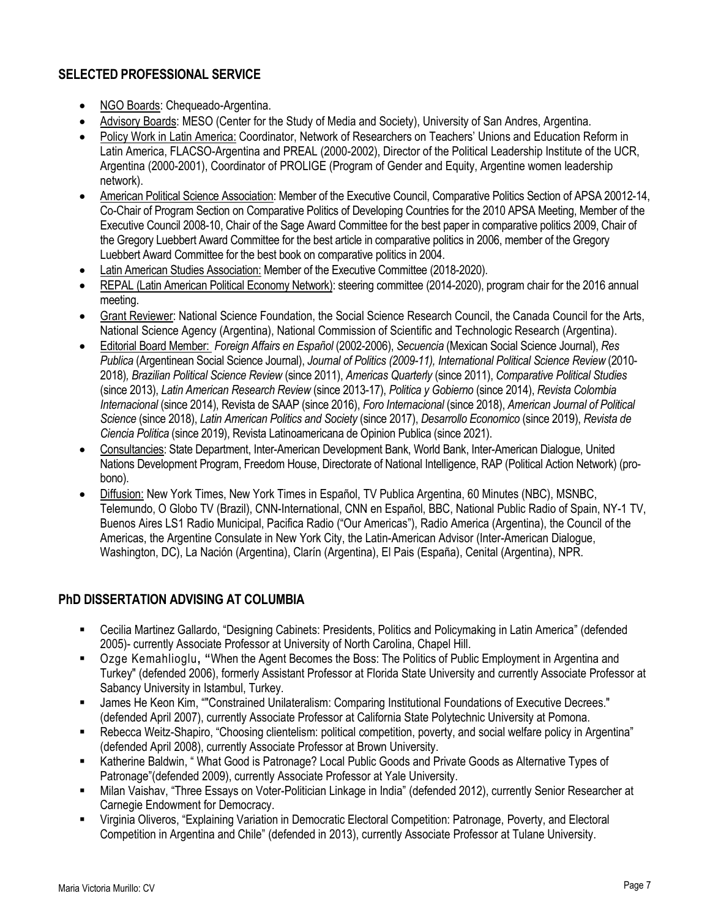## SELECTED PROFESSIONAL SERVICE

- NGO Boards: Chequeado-Argentina.
- Advisory Boards: MESO (Center for the Study of Media and Society), University of San Andres, Argentina.
- Policy Work in Latin America: Coordinator, Network of Researchers on Teachers' Unions and Education Reform in Latin America, FLACSO-Argentina and PREAL (2000-2002), Director of the Political Leadership Institute of the UCR, Argentina (2000-2001), Coordinator of PROLIGE (Program of Gender and Equity, Argentine women leadership network).
- American Political Science Association: Member of the Executive Council, Comparative Politics Section of APSA 20012-14, Co-Chair of Program Section on Comparative Politics of Developing Countries for the 2010 APSA Meeting, Member of the Executive Council 2008-10, Chair of the Sage Award Committee for the best paper in comparative politics 2009, Chair of the Gregory Luebbert Award Committee for the best article in comparative politics in 2006, member of the Gregory Luebbert Award Committee for the best book on comparative politics in 2004.
- Latin American Studies Association: Member of the Executive Committee (2018-2020).
- REPAL (Latin American Political Economy Network): steering committee (2014-2020), program chair for the 2016 annual meeting.
- Grant Reviewer: National Science Foundation, the Social Science Research Council, the Canada Council for the Arts, National Science Agency (Argentina), National Commission of Scientific and Technologic Research (Argentina).
- Editorial Board Member: *Foreign Affairs en Español* (2002-2006), *Secuencia* (Mexican Social Science Journal), *Res Publica* (Argentinean Social Science Journal), *Journal of Politics (2009-11), International Political Science Review* (2010-2018)*, Brazilian Political Science Review* (since 2011), *Americas Quarterly* (since 2011), *Comparative Political Studies* (since 2013), *Latin American Research Review* (since 2013-17), *Politica y Gobierno* (since 2014), *Revista Colombia Internacional* (since 2014), Revista de SAAP (since 2016), *Foro Internacional* (since 2018), *American Journal of Political Science* (since 2018), *Latin American Politics and Society* (since 2017), *Desarrollo Economico* (since 2019), *Revista de Ciencia Politica* (since 2019), Revista Latinoamericana de Opinion Publica (since 2021).
- Consultancies: State Department, Inter-American Development Bank, World Bank, Inter-American Dialogue, United Nations Development Program, Freedom House, Directorate of National Intelligence, RAP (Political Action Network) (pro-bono).
- Diffusion: New York Times, New York Times in Español, TV Publica Argentina, 60 Minutes (NBC), MSNBC, Telemundo, O Globo TV (Brazil), CNN-International, CNN en Español, BBC, National Public Radio of Spain, NY-1 TV, Buenos Aires LS1 Radio Municipal, Pacifica Radio ("Our Americas"), Radio America (Argentina), the Council of the Americas, the Argentine Consulate in New York City, the Latin-American Advisor (Inter-American Dialogue, Washington, DC), La Nación (Argentina), Clarín (Argentina), El Pais (España), Cenital (Argentina), NPR.

## PhD DISSERTATION ADVISING AT COLUMBIA

- Cecilia Martinez Gallardo, "Designing Cabinets: Presidents, Politics and Policymaking in Latin America" (defended 2005)- currently Associate Professor at University of North Carolina, Chapel Hill.
- Ozge Kemahlioglu, "When the Agent Becomes the Boss: The Politics of Public Employment in Argentina and Turkey" (defended 2006), formerly Assistant Professor at Florida State University and currently Associate Professor at Sabancy University in Istambul, Turkey.
- James He Keon Kim, ""Constrained Unilateralism: Comparing Institutional Foundations of Executive Decrees." (defended April 2007), currently Associate Professor at California State Polytechnic University at Pomona.
- Rebecca Weitz-Shapiro, "Choosing clientelism: political competition, poverty, and social welfare policy in Argentina" (defended April 2008), currently Associate Professor at Brown University.
- Katherine Baldwin, " What Good is Patronage? Local Public Goods and Private Goods as Alternative Types of Patronage"(defended 2009), currently Associate Professor at Yale University.
- Milan Vaishav, "Three Essays on Voter-Politician Linkage in India" (defended 2012), currently Senior Researcher at Carnegie Endowment for Democracy.
- Virginia Oliveros, "Explaining Variation in Democratic Electoral Competition: Patronage, Poverty, and Electoral Competition in Argentina and Chile" (defended in 2013), currently Associate Professor at Tulane University.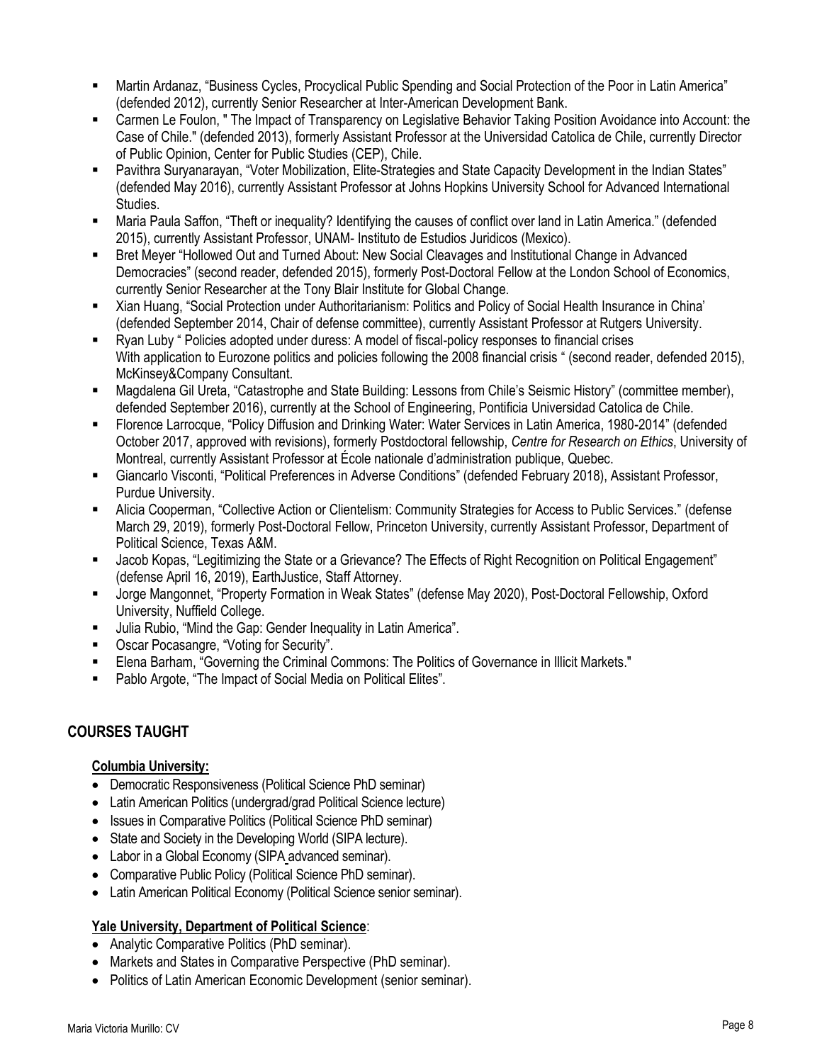- Martin Ardanaz, "Business Cycles, Procyclical Public Spending and Social Protection of the Poor in Latin America" (defended 2012), currently Senior Researcher at Inter-American Development Bank.
- Carmen Le Foulon, " The Impact of Transparency on Legislative Behavior Taking Position Avoidance into Account: the Case of Chile." (defended 2013), formerly Assistant Professor at the Universidad Catolica de Chile, currently Director of Public Opinion, Center for Public Studies (CEP), Chile.
- Pavithra Suryanarayan, "Voter Mobilization, Elite-Strategies and State Capacity Development in the Indian States" (defended May 2016), currently Assistant Professor at Johns Hopkins University School for Advanced International Studies.
- Maria Paula Saffon, "Theft or inequality? Identifying the causes of conflict over land in Latin America." (defended 2015), currently Assistant Professor, UNAM- Instituto de Estudios Juridicos (Mexico).
- Bret Meyer "Hollowed Out and Turned About: New Social Cleavages and Institutional Change in Advanced Democracies" (second reader, defended 2015), formerly Post-Doctoral Fellow at the London School of Economics, currently Senior Researcher at the Tony Blair Institute for Global Change.
- Xian Huang, "Social Protection under Authoritarianism: Politics and Policy of Social Health Insurance in China' (defended September 2014, Chair of defense committee), currently Assistant Professor at Rutgers University.
- Ryan Luby " Policies adopted under duress: A model of fiscal-policy responses to financial crises With application to Eurozone politics and policies following the 2008 financial crisis " (second reader, defended 2015), McKinsey&Company Consultant.
- Magdalena Gil Ureta, "Catastrophe and State Building: Lessons from Chile's Seismic History" (committee member), defended September 2016), currently at the School of Engineering, Pontificia Universidad Catolica de Chile.
- Florence Larrocque, "Policy Diffusion and Drinking Water: Water Services in Latin America, 1980-2014" (defended October 2017, approved with revisions), formerly Postdoctoral fellowship, *Centre for Research on Ethics*, University of Montreal, currently Assistant Professor at École nationale d'administration publique, Quebec.
- Giancarlo Visconti, "Political Preferences in Adverse Conditions" (defended February 2018), Assistant Professor, Purdue University.
- Alicia Cooperman, "Collective Action or Clientelism: Community Strategies for Access to Public Services." (defense March 29, 2019), formerly Post-Doctoral Fellow, Princeton University, currently Assistant Professor, Department of Political Science, Texas A&M.
- Jacob Kopas, "Legitimizing the State or a Grievance? The Effects of Right Recognition on Political Engagement" (defense April 16, 2019), EarthJustice, Staff Attorney.
- Jorge Mangonnet, "Property Formation in Weak States" (defense May 2020), Post-Doctoral Fellowship, Oxford University, Nuffield College.
- Julia Rubio, "Mind the Gap: Gender Inequality in Latin America".
- Oscar Pocasangre, "Voting for Security".
- Elena Barham, "Governing the Criminal Commons: The Politics of Governance in Illicit Markets."
- Pablo Argote, "The Impact of Social Media on Political Elites".

## COURSES TAUGHT

**Columbia University:**

- Democratic Responsiveness (Political Science PhD seminar)
- Latin American Politics (undergrad/grad Political Science lecture)
- Issues in Comparative Politics (Political Science PhD seminar)
- State and Society in the Developing World (SIPA lecture).
- Labor in a Global Economy (SIPA advanced seminar).
- Comparative Public Policy (Political Science PhD seminar).
- Latin American Political Economy (Political Science senior seminar).

**Yale University, Department of Political Science**:

- Analytic Comparative Politics (PhD seminar).
- Markets and States in Comparative Perspective (PhD seminar).
- Politics of Latin American Economic Development (senior seminar).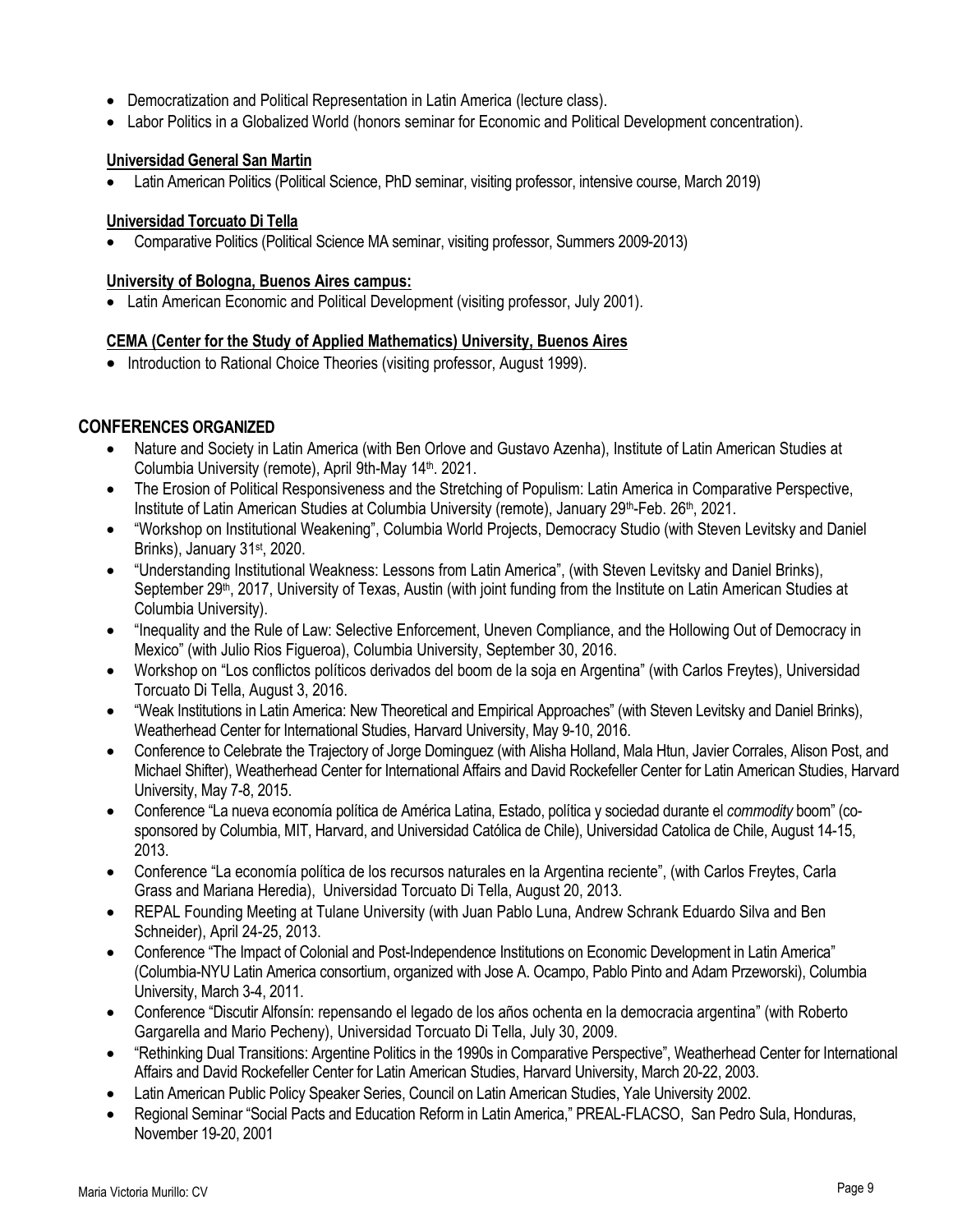- Democratization and Political Representation in Latin America (lecture class).
- Labor Politics in a Globalized World (honors seminar for Economic and Political Development concentration).

**Universidad General San Martin**

- Latin American Politics (Political Science, PhD seminar, visiting professor, intensive course, March 2019)

**Universidad Torcuato Di Tella**

- Comparative Politics (Political Science MA seminar, visiting professor, Summers 2009-2013)

**University of Bologna, Buenos Aires campus:**

- Latin American Economic and Political Development (visiting professor, July 2001).

**CEMA (Center for the Study of Applied Mathematics) University, Buenos Aires**

- Introduction to Rational Choice Theories (visiting professor, August 1999).

## CONFERENCES ORGANIZED

- Nature and Society in Latin America (with Ben Orlove and Gustavo Azenha), Institute of Latin American Studies at Columbia University (remote), April 9th-May 14th. 2021.
- The Erosion of Political Responsiveness and the Stretching of Populism: Latin America in Comparative Perspective, Institute of Latin American Studies at Columbia University (remote), January 29th-Feb. 26th, 2021.
- "Workshop on Institutional Weakening", Columbia World Projects, Democracy Studio (with Steven Levitsky and Daniel Brinks), January 31st, 2020.
- "Understanding Institutional Weakness: Lessons from Latin America", (with Steven Levitsky and Daniel Brinks), September 29th, 2017, University of Texas, Austin (with joint funding from the Institute on Latin American Studies at Columbia University).
- "Inequality and the Rule of Law: Selective Enforcement, Uneven Compliance, and the Hollowing Out of Democracy in Mexico" (with Julio Rios Figueroa), Columbia University, September 30, 2016.
- Workshop on "Los conflictos políticos derivados del boom de la soja en Argentina" (with Carlos Freytes), Universidad Torcuato Di Tella, August 3, 2016.
- "Weak Institutions in Latin America: New Theoretical and Empirical Approaches" (with Steven Levitsky and Daniel Brinks), Weatherhead Center for International Studies, Harvard University, May 9-10, 2016.
- Conference to Celebrate the Trajectory of Jorge Dominguez (with Alisha Holland, Mala Htun, Javier Corrales, Alison Post, and Michael Shifter), Weatherhead Center for International Affairs and David Rockefeller Center for Latin American Studies, Harvard University, May 7-8, 2015.
- Conference "La nueva economía política de América Latina, Estado, política y sociedad durante el *commodity* boom" (co-sponsored by Columbia, MIT, Harvard, and Universidad Católica de Chile), Universidad Catolica de Chile, August 14-15, 2013.
- Conference "La economía política de los recursos naturales en la Argentina reciente", (with Carlos Freytes, Carla Grass and Mariana Heredia), Universidad Torcuato Di Tella, August 20, 2013.
- REPAL Founding Meeting at Tulane University (with Juan Pablo Luna, Andrew Schrank Eduardo Silva and Ben Schneider), April 24-25, 2013.
- Conference "The Impact of Colonial and Post-Independence Institutions on Economic Development in Latin America" (Columbia-NYU Latin America consortium, organized with Jose A. Ocampo, Pablo Pinto and Adam Przeworski), Columbia University, March 3-4, 2011.
- Conference "Discutir Alfonsín: repensando el legado de los años ochenta en la democracia argentina" (with Roberto Gargarella and Mario Pecheny), Universidad Torcuato Di Tella, July 30, 2009.
- "Rethinking Dual Transitions: Argentine Politics in the 1990s in Comparative Perspective", Weatherhead Center for International Affairs and David Rockefeller Center for Latin American Studies, Harvard University, March 20-22, 2003.
- Latin American Public Policy Speaker Series, Council on Latin American Studies, Yale University 2002.
- Regional Seminar "Social Pacts and Education Reform in Latin America," PREAL-FLACSO, San Pedro Sula, Honduras, November 19-20, 2001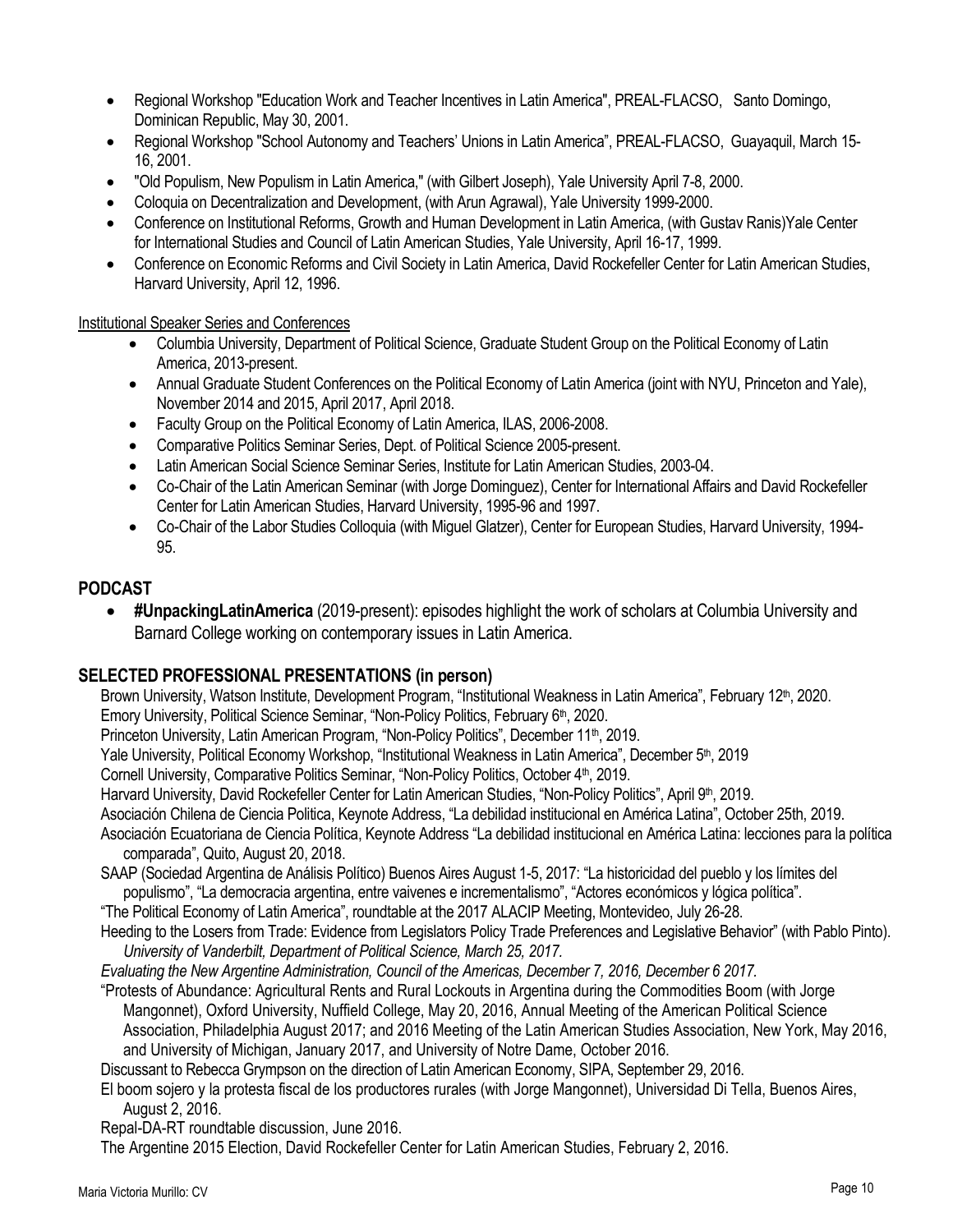- Regional Workshop "Education Work and Teacher Incentives in Latin America", PREAL-FLACSO, Santo Domingo, Dominican Republic, May 30, 2001.
- Regional Workshop "School Autonomy and Teachers' Unions in Latin America", PREAL-FLACSO, Guayaquil, March 15-16, 2001.
- "Old Populism, New Populism in Latin America," (with Gilbert Joseph), Yale University April 7-8, 2000.
- Coloquia on Decentralization and Development, (with Arun Agrawal), Yale University 1999-2000.
- Conference on Institutional Reforms, Growth and Human Development in Latin America, (with Gustav Ranis)Yale Center for International Studies and Council of Latin American Studies, Yale University, April 16-17, 1999.
- Conference on Economic Reforms and Civil Society in Latin America, David Rockefeller Center for Latin American Studies, Harvard University, April 12, 1996.

<u>Institutional Speaker Series and Conferences</u>

- Columbia University, Department of Political Science, Graduate Student Group on the Political Economy of Latin America, 2013-present.
- Annual Graduate Student Conferences on the Political Economy of Latin America (joint with NYU, Princeton and Yale), November 2014 and 2015, April 2017, April 2018.
- Faculty Group on the Political Economy of Latin America, ILAS, 2006-2008.
- Comparative Politics Seminar Series, Dept. of Political Science 2005-present.
- Latin American Social Science Seminar Series, Institute for Latin American Studies, 2003-04.
- Co-Chair of the Latin American Seminar (with Jorge Dominguez), Center for International Affairs and David Rockefeller Center for Latin American Studies, Harvard University, 1995-96 and 1997.
- Co-Chair of the Labor Studies Colloquia (with Miguel Glatzer), Center for European Studies, Harvard University, 1994-95.

## PODCAST

- **#UnpackingLatinAmerica** (2019-present): episodes highlight the work of scholars at Columbia University and Barnard College working on contemporary issues in Latin America.

## SELECTED PROFESSIONAL PRESENTATIONS (in person)

Brown University, Watson Institute, Development Program, "Institutional Weakness in Latin America", February 12th, 2020.

Emory University, Political Science Seminar, "Non-Policy Politics, February 6th, 2020.

Princeton University, Latin American Program, "Non-Policy Politics", December 11th, 2019.

Yale University, Political Economy Workshop, "Institutional Weakness in Latin America", December 5th, 2019

Cornell University, Comparative Politics Seminar, "Non-Policy Politics, October 4th, 2019.

Harvard University, David Rockefeller Center for Latin American Studies, "Non-Policy Politics", April 9th, 2019.

Asociación Chilena de Ciencia Politica, Keynote Address, "La debilidad institucional en América Latina", October 25th, 2019.

Asociación Ecuatoriana de Ciencia Política, Keynote Address "La debilidad institucional en América Latina: lecciones para la política comparada", Quito, August 20, 2018.

SAAP (Sociedad Argentina de Análisis Político) Buenos Aires August 1-5, 2017: "La historicidad del pueblo y los límites del populismo", "La democracia argentina, entre vaivenes e incrementalismo", "Actores económicos y lógica política".

"The Political Economy of Latin America", roundtable at the 2017 ALACIP Meeting, Montevideo, July 26-28.

Heeding to the Losers from Trade: Evidence from Legislators Policy Trade Preferences and Legislative Behavior" (with Pablo Pinto). *University of Vanderbilt, Department of Political Science, March 25, 2017.*

*Evaluating the New Argentine Administration, Council of the Americas, December 7, 2016, December 6 2017.*

"Protests of Abundance: Agricultural Rents and Rural Lockouts in Argentina during the Commodities Boom (with Jorge Mangonnet), Oxford University, Nuffield College, May 20, 2016, Annual Meeting of the American Political Science Association, Philadelphia August 2017; and 2016 Meeting of the Latin American Studies Association, New York, May 2016, and University of Michigan, January 2017, and University of Notre Dame, October 2016.

Discussant to Rebecca Grympson on the direction of Latin American Economy, SIPA, September 29, 2016.

El boom sojero y la protesta fiscal de los productores rurales (with Jorge Mangonnet), Universidad Di Tella, Buenos Aires, August 2, 2016.

Repal-DA-RT roundtable discussion, June 2016.

The Argentine 2015 Election, David Rockefeller Center for Latin American Studies, February 2, 2016.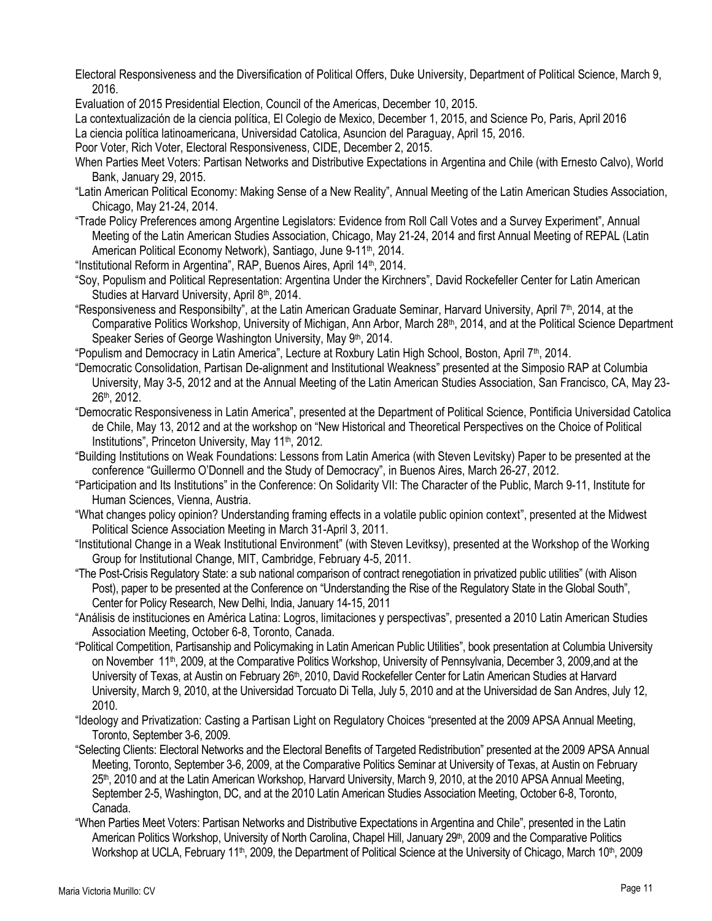Electoral Responsiveness and the Diversification of Political Offers, Duke University, Department of Political Science, March 9, 2016.

Evaluation of 2015 Presidential Election, Council of the Americas, December 10, 2015.

La contextualización de la ciencia política, El Colegio de Mexico, December 1, 2015, and Science Po, Paris, April 2016

La ciencia política latinoamericana, Universidad Catolica, Asuncion del Paraguay, April 15, 2016.

Poor Voter, Rich Voter, Electoral Responsiveness, CIDE, December 2, 2015.

When Parties Meet Voters: Partisan Networks and Distributive Expectations in Argentina and Chile (with Ernesto Calvo), World Bank, January 29, 2015.

"Latin American Political Economy: Making Sense of a New Reality", Annual Meeting of the Latin American Studies Association, Chicago, May 21-24, 2014.

"Trade Policy Preferences among Argentine Legislators: Evidence from Roll Call Votes and a Survey Experiment", Annual Meeting of the Latin American Studies Association, Chicago, May 21-24, 2014 and first Annual Meeting of REPAL (Latin American Political Economy Network), Santiago, June 9-11th, 2014.

"Institutional Reform in Argentina", RAP, Buenos Aires, April 14th, 2014.

"Soy, Populism and Political Representation: Argentina Under the Kirchners", David Rockefeller Center for Latin American Studies at Harvard University, April 8th, 2014.

"Responsiveness and Responsibilty", at the Latin American Graduate Seminar, Harvard University, April 7th, 2014, at the Comparative Politics Workshop, University of Michigan, Ann Arbor, March 28th, 2014, and at the Political Science Department Speaker Series of George Washington University, May 9th, 2014.

"Populism and Democracy in Latin America", Lecture at Roxbury Latin High School, Boston, April 7th, 2014.

"Democratic Consolidation, Partisan De-alignment and Institutional Weakness" presented at the Simposio RAP at Columbia University, May 3-5, 2012 and at the Annual Meeting of the Latin American Studies Association, San Francisco, CA, May 23-26th, 2012.

"Democratic Responsiveness in Latin America", presented at the Department of Political Science, Pontificia Universidad Catolica de Chile, May 13, 2012 and at the workshop on "New Historical and Theoretical Perspectives on the Choice of Political Institutions", Princeton University, May 11th, 2012.

"Building Institutions on Weak Foundations: Lessons from Latin America (with Steven Levitsky) Paper to be presented at the conference "Guillermo O'Donnell and the Study of Democracy", in Buenos Aires, March 26-27, 2012.

"Participation and Its Institutions" in the Conference: On Solidarity VII: The Character of the Public, March 9-11, Institute for Human Sciences, Vienna, Austria.

"What changes policy opinion? Understanding framing effects in a volatile public opinion context", presented at the Midwest Political Science Association Meeting in March 31-April 3, 2011.

"Institutional Change in a Weak Institutional Environment" (with Steven Levitksy), presented at the Workshop of the Working Group for Institutional Change, MIT, Cambridge, February 4-5, 2011.

"The Post-Crisis Regulatory State: a sub national comparison of contract renegotiation in privatized public utilities" (with Alison Post), paper to be presented at the Conference on "Understanding the Rise of the Regulatory State in the Global South", Center for Policy Research, New Delhi, India, January 14-15, 2011

"Análisis de instituciones en América Latina: Logros, limitaciones y perspectivas", presented a 2010 Latin American Studies Association Meeting, October 6-8, Toronto, Canada.

"Political Competition, Partisanship and Policymaking in Latin American Public Utilities", book presentation at Columbia University on November 11th, 2009, at the Comparative Politics Workshop, University of Pennsylvania, December 3, 2009,and at the University of Texas, at Austin on February 26th, 2010, David Rockefeller Center for Latin American Studies at Harvard University, March 9, 2010, at the Universidad Torcuato Di Tella, July 5, 2010 and at the Universidad de San Andres, July 12, 2010.

"Ideology and Privatization: Casting a Partisan Light on Regulatory Choices "presented at the 2009 APSA Annual Meeting, Toronto, September 3-6, 2009.

"Selecting Clients: Electoral Networks and the Electoral Benefits of Targeted Redistribution" presented at the 2009 APSA Annual Meeting, Toronto, September 3-6, 2009, at the Comparative Politics Seminar at University of Texas, at Austin on February 25th, 2010 and at the Latin American Workshop, Harvard University, March 9, 2010, at the 2010 APSA Annual Meeting, September 2-5, Washington, DC, and at the 2010 Latin American Studies Association Meeting, October 6-8, Toronto, Canada.

"When Parties Meet Voters: Partisan Networks and Distributive Expectations in Argentina and Chile", presented in the Latin American Politics Workshop, University of North Carolina, Chapel Hill, January 29th, 2009 and the Comparative Politics Workshop at UCLA, February 11th, 2009, the Department of Political Science at the University of Chicago, March 10th, 2009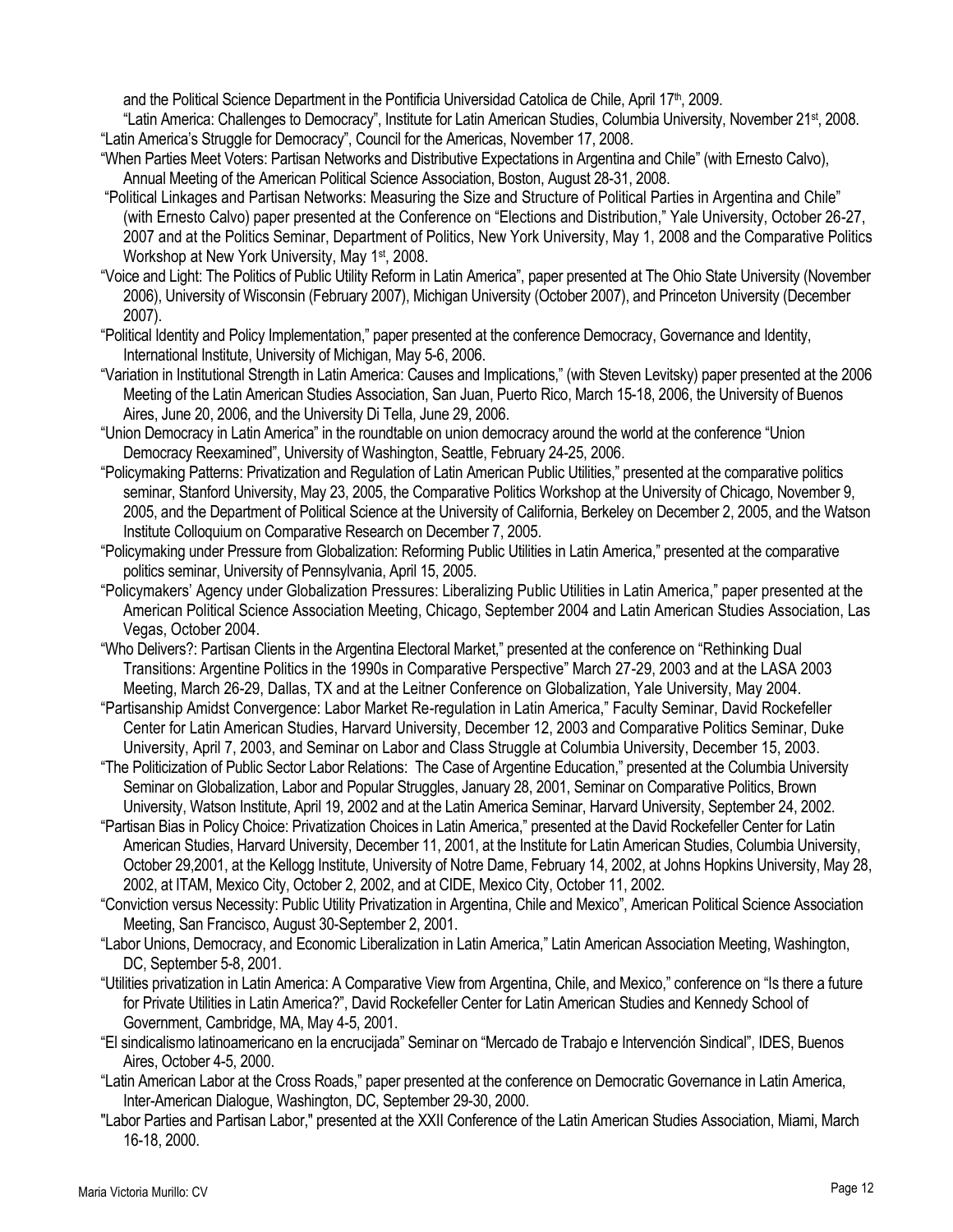and the Political Science Department in the Pontificia Universidad Catolica de Chile, April 17th, 2009.

"Latin America: Challenges to Democracy", Institute for Latin American Studies, Columbia University, November 21st, 2008.

"Latin America's Struggle for Democracy", Council for the Americas, November 17, 2008.

"When Parties Meet Voters: Partisan Networks and Distributive Expectations in Argentina and Chile" (with Ernesto Calvo), Annual Meeting of the American Political Science Association, Boston, August 28-31, 2008.

"Political Linkages and Partisan Networks: Measuring the Size and Structure of Political Parties in Argentina and Chile" (with Ernesto Calvo) paper presented at the Conference on "Elections and Distribution," Yale University, October 26-27, 2007 and at the Politics Seminar, Department of Politics, New York University, May 1, 2008 and the Comparative Politics Workshop at New York University, May 1st, 2008.

"Voice and Light: The Politics of Public Utility Reform in Latin America", paper presented at The Ohio State University (November 2006), University of Wisconsin (February 2007), Michigan University (October 2007), and Princeton University (December 2007).

"Political Identity and Policy Implementation," paper presented at the conference Democracy, Governance and Identity, International Institute, University of Michigan, May 5-6, 2006.

"Variation in Institutional Strength in Latin America: Causes and Implications," (with Steven Levitsky) paper presented at the 2006 Meeting of the Latin American Studies Association, San Juan, Puerto Rico, March 15-18, 2006, the University of Buenos Aires, June 20, 2006, and the University Di Tella, June 29, 2006.

"Union Democracy in Latin America" in the roundtable on union democracy around the world at the conference "Union Democracy Reexamined", University of Washington, Seattle, February 24-25, 2006.

"Policymaking Patterns: Privatization and Regulation of Latin American Public Utilities," presented at the comparative politics seminar, Stanford University, May 23, 2005, the Comparative Politics Workshop at the University of Chicago, November 9, 2005, and the Department of Political Science at the University of California, Berkeley on December 2, 2005, and the Watson Institute Colloquium on Comparative Research on December 7, 2005.

"Policymaking under Pressure from Globalization: Reforming Public Utilities in Latin America," presented at the comparative politics seminar, University of Pennsylvania, April 15, 2005.

"Policymakers' Agency under Globalization Pressures: Liberalizing Public Utilities in Latin America," paper presented at the American Political Science Association Meeting, Chicago, September 2004 and Latin American Studies Association, Las Vegas, October 2004.

"Who Delivers?: Partisan Clients in the Argentina Electoral Market," presented at the conference on "Rethinking Dual Transitions: Argentine Politics in the 1990s in Comparative Perspective" March 27-29, 2003 and at the LASA 2003 Meeting, March 26-29, Dallas, TX and at the Leitner Conference on Globalization, Yale University, May 2004.

"Partisanship Amidst Convergence: Labor Market Re-regulation in Latin America," Faculty Seminar, David Rockefeller Center for Latin American Studies, Harvard University, December 12, 2003 and Comparative Politics Seminar, Duke University, April 7, 2003, and Seminar on Labor and Class Struggle at Columbia University, December 15, 2003.

"The Politicization of Public Sector Labor Relations: The Case of Argentine Education," presented at the Columbia University Seminar on Globalization, Labor and Popular Struggles, January 28, 2001, Seminar on Comparative Politics, Brown University, Watson Institute, April 19, 2002 and at the Latin America Seminar, Harvard University, September 24, 2002.

"Partisan Bias in Policy Choice: Privatization Choices in Latin America," presented at the David Rockefeller Center for Latin American Studies, Harvard University, December 11, 2001, at the Institute for Latin American Studies, Columbia University, October 29,2001, at the Kellogg Institute, University of Notre Dame, February 14, 2002, at Johns Hopkins University, May 28, 2002, at ITAM, Mexico City, October 2, 2002, and at CIDE, Mexico City, October 11, 2002.

"Conviction versus Necessity: Public Utility Privatization in Argentina, Chile and Mexico", American Political Science Association Meeting, San Francisco, August 30-September 2, 2001.

"Labor Unions, Democracy, and Economic Liberalization in Latin America," Latin American Association Meeting, Washington, DC, September 5-8, 2001.

"Utilities privatization in Latin America: A Comparative View from Argentina, Chile, and Mexico," conference on "Is there a future for Private Utilities in Latin America?", David Rockefeller Center for Latin American Studies and Kennedy School of Government, Cambridge, MA, May 4-5, 2001.

"El sindicalismo latinoamericano en la encrucijada" Seminar on "Mercado de Trabajo e Intervención Sindical", IDES, Buenos Aires, October 4-5, 2000.

"Latin American Labor at the Cross Roads," paper presented at the conference on Democratic Governance in Latin America, Inter-American Dialogue, Washington, DC, September 29-30, 2000.

"Labor Parties and Partisan Labor," presented at the XXII Conference of the Latin American Studies Association, Miami, March 16-18, 2000.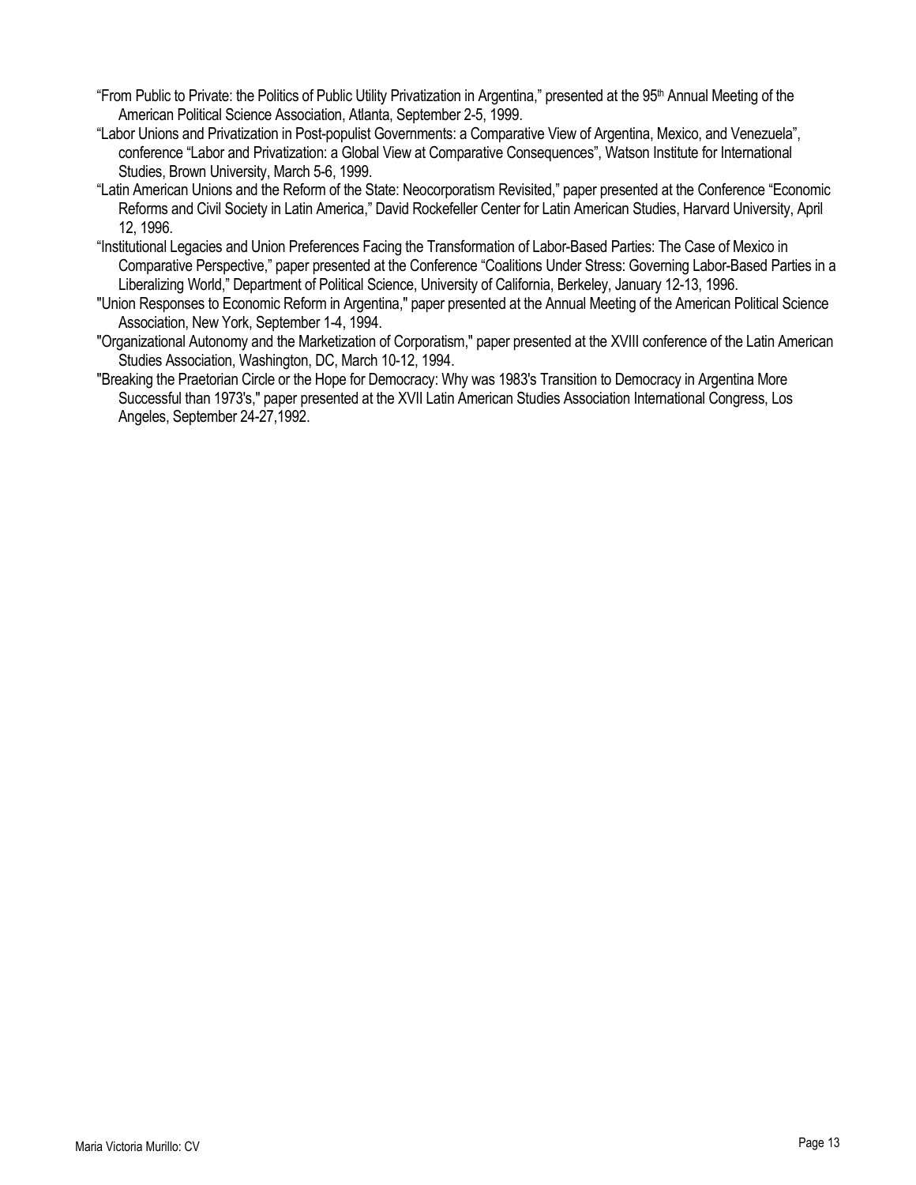"From Public to Private: the Politics of Public Utility Privatization in Argentina," presented at the 95th Annual Meeting of the American Political Science Association, Atlanta, September 2-5, 1999.

"Labor Unions and Privatization in Post-populist Governments: a Comparative View of Argentina, Mexico, and Venezuela", conference "Labor and Privatization: a Global View at Comparative Consequences", Watson Institute for International Studies, Brown University, March 5-6, 1999.

"Latin American Unions and the Reform of the State: Neocorporatism Revisited," paper presented at the Conference "Economic Reforms and Civil Society in Latin America," David Rockefeller Center for Latin American Studies, Harvard University, April 12, 1996.

"Institutional Legacies and Union Preferences Facing the Transformation of Labor-Based Parties: The Case of Mexico in Comparative Perspective," paper presented at the Conference "Coalitions Under Stress: Governing Labor-Based Parties in a Liberalizing World," Department of Political Science, University of California, Berkeley, January 12-13, 1996.

"Union Responses to Economic Reform in Argentina," paper presented at the Annual Meeting of the American Political Science Association, New York, September 1-4, 1994.

"Organizational Autonomy and the Marketization of Corporatism," paper presented at the XVIII conference of the Latin American Studies Association, Washington, DC, March 10-12, 1994.

"Breaking the Praetorian Circle or the Hope for Democracy: Why was 1983's Transition to Democracy in Argentina More Successful than 1973's," paper presented at the XVII Latin American Studies Association International Congress, Los Angeles, September 24-27,1992.